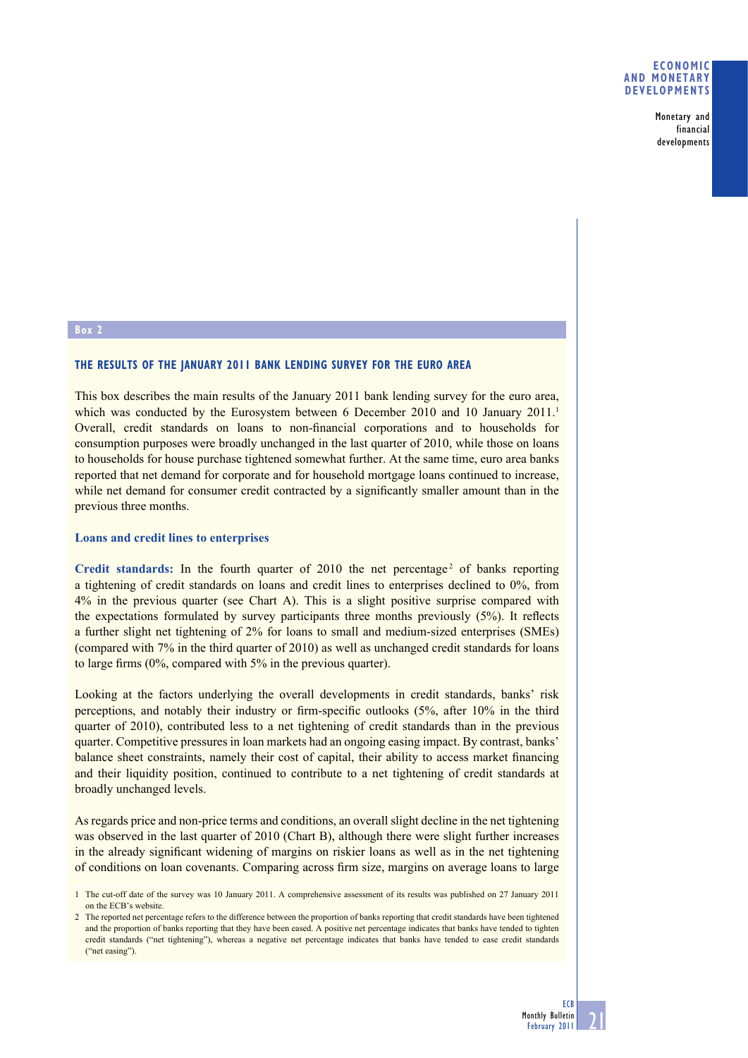## Box 2

### THE RESULTS OF THE JANUARY 2011 BANK LENDING SURVEY FOR THE EURO AREA

This box describes the main results of the January 2011 bank lending survey for the euro area, which was conducted by the Eurosystem between 6 December 2010 and 10 January 2011.[1] Overall, credit standards on loans to non-financial corporations and to households for consumption purposes were broadly unchanged in the last quarter of 2010, while those on loans to households for house purchase tightened somewhat further. At the same time, euro area banks reported that net demand for corporate and for household mortgage loans continued to increase, while net demand for consumer credit contracted by a significantly smaller amount than in the previous three months.

#### Loans and credit lines to enterprises

**Credit standards:** In the fourth quarter of 2010 the net percentage[2] of banks reporting a tightening of credit standards on loans and credit lines to enterprises declined to 0%, from 4% in the previous quarter (see Chart A). This is a slight positive surprise compared with the expectations formulated by survey participants three months previously (5%). It reflects a further slight net tightening of 2% for loans to small and medium-sized enterprises (SMEs) (compared with 7% in the third quarter of 2010) as well as unchanged credit standards for loans to large firms (0%, compared with 5% in the previous quarter).

Looking at the factors underlying the overall developments in credit standards, banks' risk perceptions, and notably their industry or firm-specific outlooks (5%, after 10% in the third quarter of 2010), contributed less to a net tightening of credit standards than in the previous quarter. Competitive pressures in loan markets had an ongoing easing impact. By contrast, banks' balance sheet constraints, namely their cost of capital, their ability to access market financing and their liquidity position, continued to contribute to a net tightening of credit standards at broadly unchanged levels.

As regards price and non-price terms and conditions, an overall slight decline in the net tightening was observed in the last quarter of 2010 (Chart B), although there were slight further increases in the already significant widening of margins on riskier loans as well as in the net tightening of conditions on loan covenants. Comparing across firm size, margins on average loans to large

[1] The cut-off date of the survey was 10 January 2011. A comprehensive assessment of its results was published on 27 January 2011 on the ECB's website.

[2] The reported net percentage refers to the difference between the proportion of banks reporting that credit standards have been tightened and the proportion of banks reporting that they have been eased. A positive net percentage indicates that banks have tended to tighten credit standards ("net tightening"), whereas a negative net percentage indicates that banks have tended to ease credit standards ("net easing").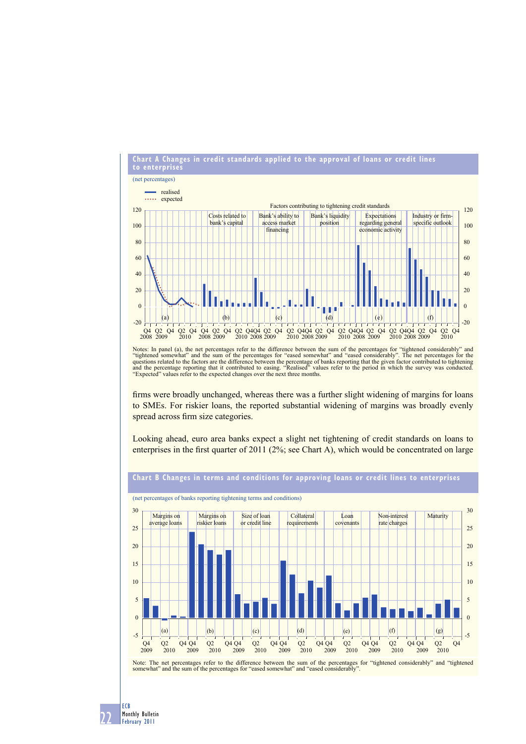**Chart A Changes in credit standards applied to the approval of loans or credit lines to enterprises**

(net percentages)

**Chart B Changes in terms and conditions for approving loans or credit lines to enterprises**

(net percentages of banks reporting tightening terms and conditions)

Notes: In panel (a), the net percentages refer to the difference between the sum of the percentages for "tightened considerably" and "tightened somewhat" and the sum of the percentages for "eased somewhat" and "eased considerably". The net percentages for the questions related to the factors are the difference between the percentage of banks reporting that the given factor contributed to tightening and the percentage reporting that it contributed to easing. "Realised" values refer to the period in which the survey was conducted. "Expected" values refer to the expected changes over the next three months.

firms were broadly unchanged, whereas there was a further slight widening of margins for loans to SMEs. For riskier loans, the reported substantial widening of margins was broadly evenly spread across firm size categories.

Looking ahead, euro area banks expect a slight net tightening of credit standards on loans to enterprises in the first quarter of 2011 (2%; see Chart A), which would be concentrated on large

Note: The net percentages refer to the difference between the sum of the percentages for "tightened considerably" and "tightened somewhat" and the sum of the percentages for "eased somewhat" and "eased considerably".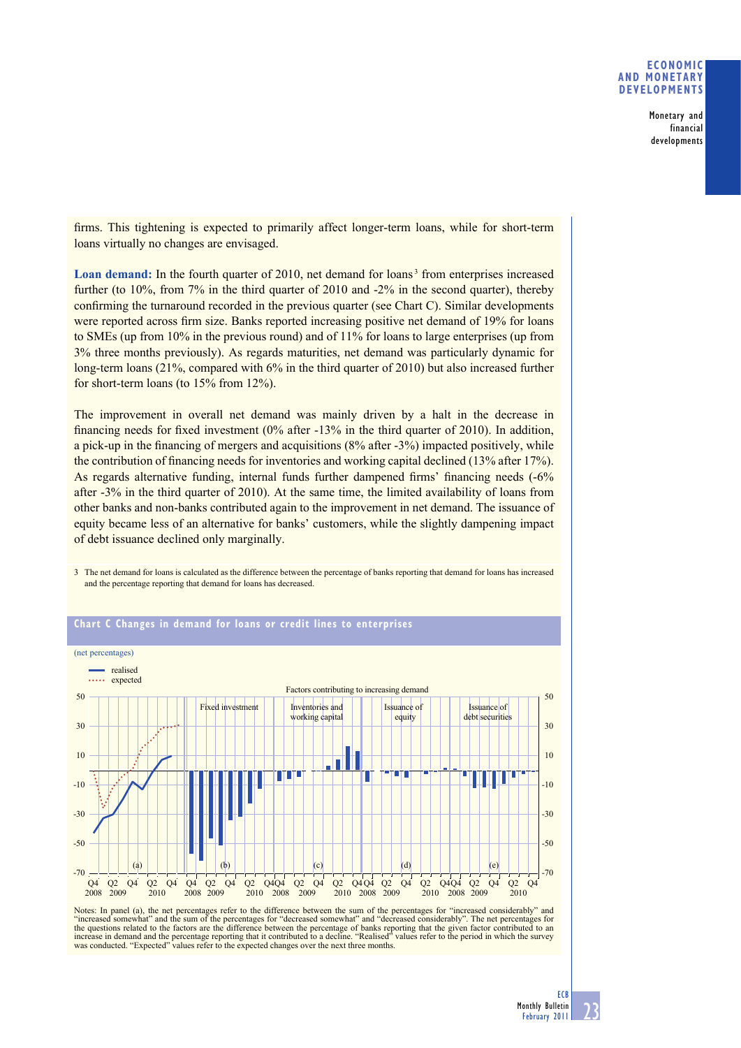firms. This tightening is expected to primarily affect longer-term loans, while for short-term loans virtually no changes are envisaged.

**Loan demand:** In the fourth quarter of 2010, net demand for loans[3] from enterprises increased further (to 10%, from 7% in the third quarter of 2010 and -2% in the second quarter), thereby confirming the turnaround recorded in the previous quarter (see Chart C). Similar developments were reported across firm size. Banks reported increasing positive net demand of 19% for loans to SMEs (up from 10% in the previous round) and of 11% for loans to large enterprises (up from 3% three months previously). As regards maturities, net demand was particularly dynamic for long-term loans (21%, compared with 6% in the third quarter of 2010) but also increased further for short-term loans (to 15% from 12%).

The improvement in overall net demand was mainly driven by a halt in the decrease in financing needs for fixed investment (0% after -13% in the third quarter of 2010). In addition, a pick-up in the financing of mergers and acquisitions (8% after -3%) impacted positively, while the contribution of financing needs for inventories and working capital declined (13% after 17%). As regards alternative funding, internal funds further dampened firms' financing needs (-6% after -3% in the third quarter of 2010). At the same time, the limited availability of loans from other banks and non-banks contributed again to the improvement in net demand. The issuance of equity became less of an alternative for banks' customers, while the slightly dampening impact of debt issuance declined only marginally.

3 The net demand for loans is calculated as the difference between the percentage of banks reporting that demand for loans has increased and the percentage reporting that demand for loans has decreased.

## Chart C Changes in demand for loans or credit lines to enterprises

(net percentages)

Notes: In panel (a), the net percentages refer to the difference between the sum of the percentages for "increased considerably" and "increased somewhat" and the sum of the percentages for "decreased somewhat" and "decreased considerably". The net percentages for the questions related to the factors are the difference between the percentage of banks reporting that the given factor contributed to an increase in demand and the percentage reporting that it contributed to a decline. "Realised" values refer to the period in which the survey was conducted. "Expected" values refer to the expected changes over the next three months.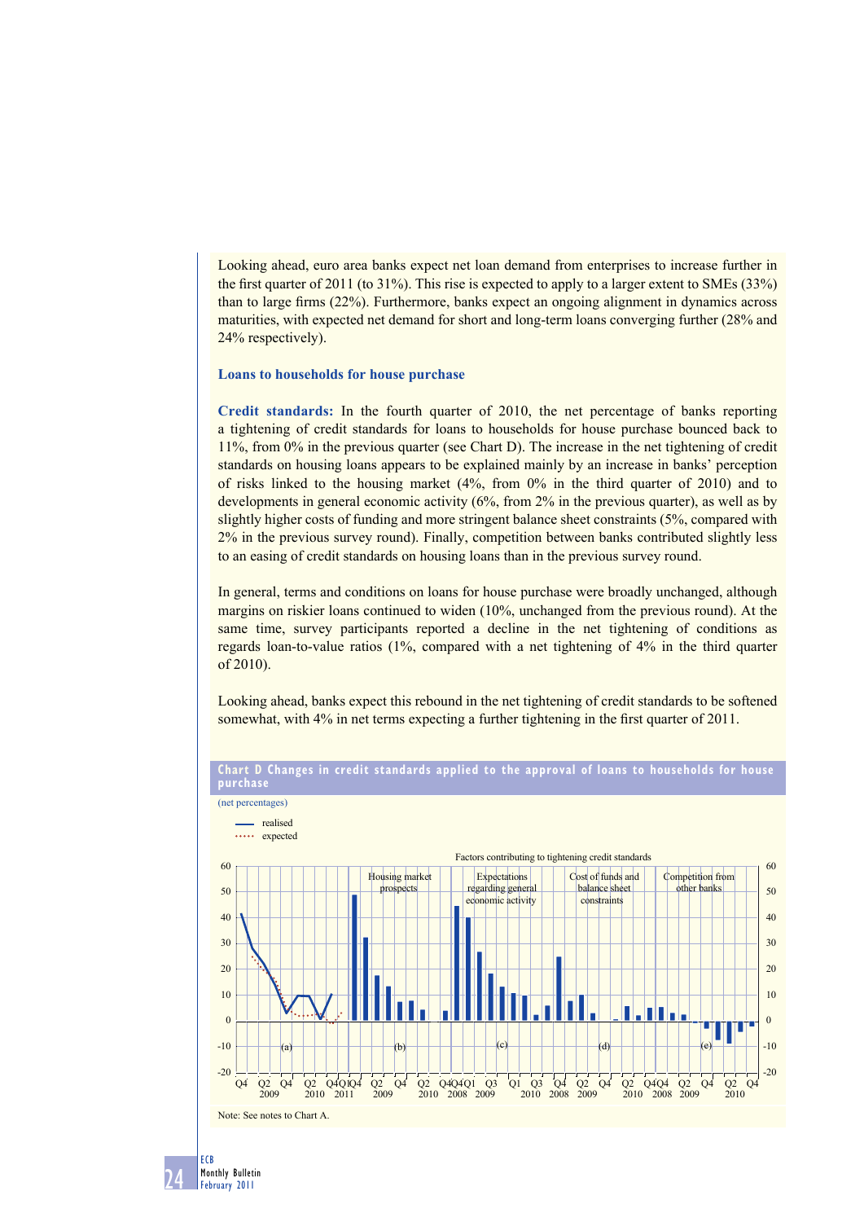Looking ahead, euro area banks expect net loan demand from enterprises to increase further in the first quarter of 2011 (to 31%). This rise is expected to apply to a larger extent to SMEs (33%) than to large firms (22%). Furthermore, banks expect an ongoing alignment in dynamics across maturities, with expected net demand for short and long-term loans converging further (28% and 24% respectively).

### Loans to households for house purchase

**Credit standards:** In the fourth quarter of 2010, the net percentage of banks reporting a tightening of credit standards for loans to households for house purchase bounced back to 11%, from 0% in the previous quarter (see Chart D). The increase in the net tightening of credit standards on housing loans appears to be explained mainly by an increase in banks' perception of risks linked to the housing market (4%, from 0% in the third quarter of 2010) and to developments in general economic activity (6%, from 2% in the previous quarter), as well as by slightly higher costs of funding and more stringent balance sheet constraints (5%, compared with 2% in the previous survey round). Finally, competition between banks contributed slightly less to an easing of credit standards on housing loans than in the previous survey round.

In general, terms and conditions on loans for house purchase were broadly unchanged, although margins on riskier loans continued to widen (10%, unchanged from the previous round). At the same time, survey participants reported a decline in the net tightening of conditions as regards loan-to-value ratios (1%, compared with a net tightening of 4% in the third quarter of 2010).

Looking ahead, banks expect this rebound in the net tightening of credit standards to be softened somewhat, with 4% in net terms expecting a further tightening in the first quarter of 2011.

**Chart D Changes in credit standards applied to the approval of loans to households for house purchase**

(net percentages)

Note: See notes to Chart A.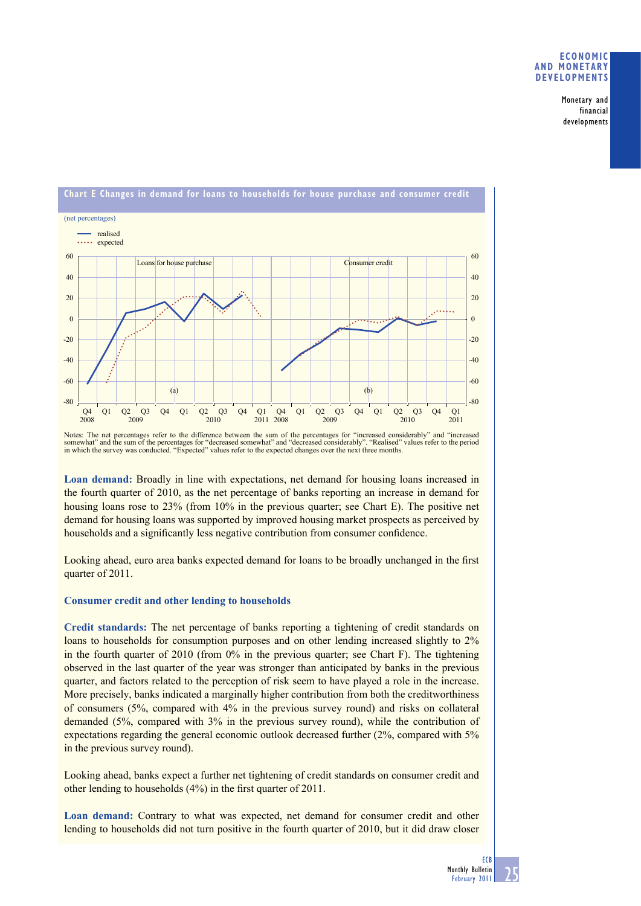**Chart E Changes in demand for loans to households for house purchase and consumer credit**

(net percentages)

Notes: The net percentages refer to the difference between the sum of the percentages for "increased considerably" and "increased somewhat" and the sum of the percentages for "decreased somewhat" and "decreased considerably". "Realised" values refer to the period in which the survey was conducted. "Expected" values refer to the expected changes over the next three months.

**Loan demand:** Broadly in line with expectations, net demand for housing loans increased in the fourth quarter of 2010, as the net percentage of banks reporting an increase in demand for housing loans rose to 23% (from 10% in the previous quarter; see Chart E). The positive net demand for housing loans was supported by improved housing market prospects as perceived by households and a significantly less negative contribution from consumer confidence.

Looking ahead, euro area banks expected demand for loans to be broadly unchanged in the first quarter of 2011.

### Consumer credit and other lending to households

**Credit standards:** The net percentage of banks reporting a tightening of credit standards on loans to households for consumption purposes and on other lending increased slightly to 2% in the fourth quarter of 2010 (from 0% in the previous quarter; see Chart F). The tightening observed in the last quarter of the year was stronger than anticipated by banks in the previous quarter, and factors related to the perception of risk seem to have played a role in the increase. More precisely, banks indicated a marginally higher contribution from both the creditworthiness of consumers (5%, compared with 4% in the previous survey round) and risks on collateral demanded (5%, compared with 3% in the previous survey round), while the contribution of expectations regarding the general economic outlook decreased further (2%, compared with 5% in the previous survey round).

Looking ahead, banks expect a further net tightening of credit standards on consumer credit and other lending to households (4%) in the first quarter of 2011.

**Loan demand:** Contrary to what was expected, net demand for consumer credit and other lending to households did not turn positive in the fourth quarter of 2010, but it did draw closer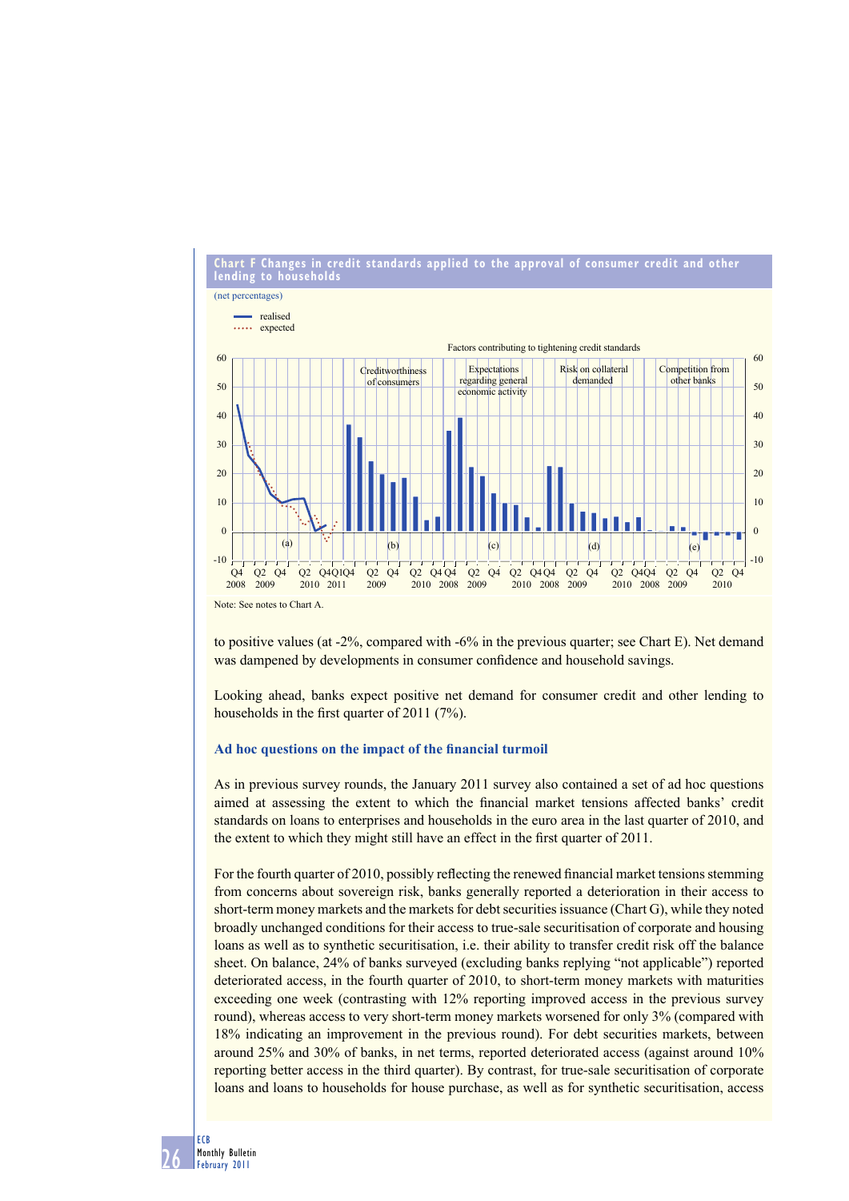**Chart F Changes in credit standards applied to the approval of consumer credit and other lending to households**

(net percentages)

Note: See notes to Chart A.

to positive values (at -2%, compared with -6% in the previous quarter; see Chart E). Net demand was dampened by developments in consumer confidence and household savings.

Looking ahead, banks expect positive net demand for consumer credit and other lending to households in the first quarter of 2011 (7%).

### Ad hoc questions on the impact of the financial turmoil

As in previous survey rounds, the January 2011 survey also contained a set of ad hoc questions aimed at assessing the extent to which the financial market tensions affected banks' credit standards on loans to enterprises and households in the euro area in the last quarter of 2010, and the extent to which they might still have an effect in the first quarter of 2011.

For the fourth quarter of 2010, possibly reflecting the renewed financial market tensions stemming from concerns about sovereign risk, banks generally reported a deterioration in their access to short-term money markets and the markets for debt securities issuance (Chart G), while they noted broadly unchanged conditions for their access to true-sale securitisation of corporate and housing loans as well as to synthetic securitisation, i.e. their ability to transfer credit risk off the balance sheet. On balance, 24% of banks surveyed (excluding banks replying "not applicable") reported deteriorated access, in the fourth quarter of 2010, to short-term money markets with maturities exceeding one week (contrasting with 12% reporting improved access in the previous survey round), whereas access to very short-term money markets worsened for only 3% (compared with 18% indicating an improvement in the previous round). For debt securities markets, between around 25% and 30% of banks, in net terms, reported deteriorated access (against around 10% reporting better access in the third quarter). By contrast, for true-sale securitisation of corporate loans and loans to households for house purchase, as well as for synthetic securitisation, access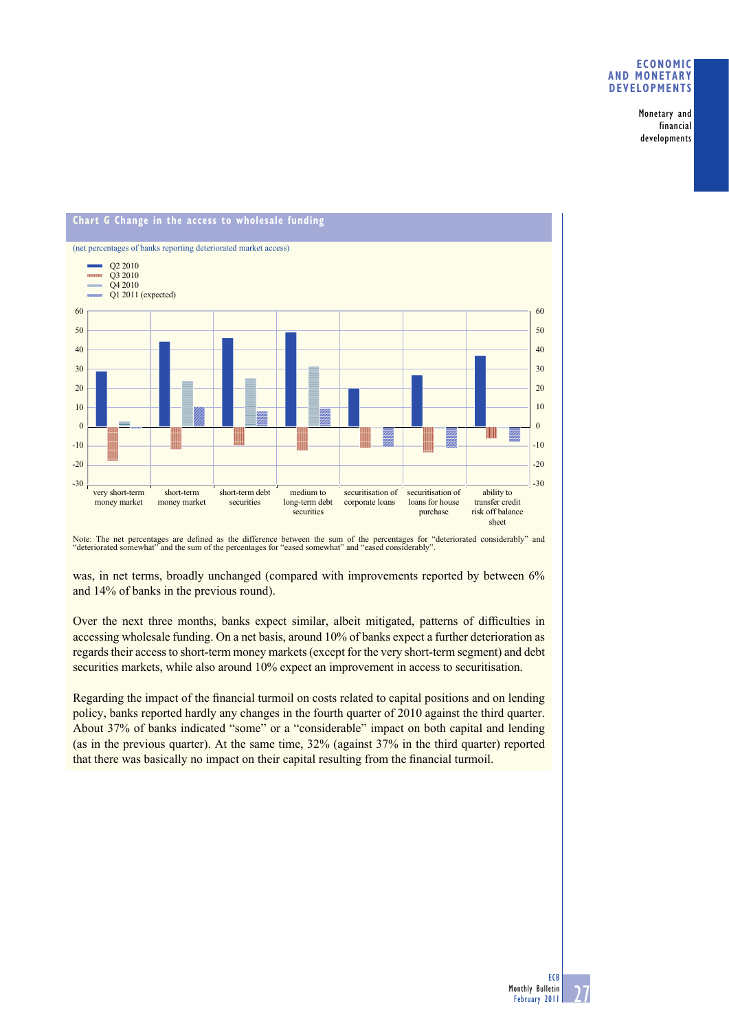**Chart G Change in the access to wholesale funding**

(net percentages of banks reporting deteriorated market access)

Q2 2010
Q3 2010
Q4 2010
Q1 2011 (expected)

60
50
40
30
20
10
0
-10
-20
-30

very short-term money market
short-term money market
short-term debt securities
medium to long-term debt securities
securitisation of corporate loans
securitisation of loans for house purchase
ability to transfer credit risk off balance sheet

Note: The net percentages are defined as the difference between the sum of the percentages for "deteriorated considerably" and "deteriorated somewhat" and the sum of the percentages for "eased somewhat" and "eased considerably".

was, in net terms, broadly unchanged (compared with improvements reported by between 6% and 14% of banks in the previous round).

Over the next three months, banks expect similar, albeit mitigated, patterns of difficulties in accessing wholesale funding. On a net basis, around 10% of banks expect a further deterioration as regards their access to short-term money markets (except for the very short-term segment) and debt securities markets, while also around 10% expect an improvement in access to securitisation.

Regarding the impact of the financial turmoil on costs related to capital positions and on lending policy, banks reported hardly any changes in the fourth quarter of 2010 against the third quarter. About 37% of banks indicated "some" or a "considerable" impact on both capital and lending (as in the previous quarter). At the same time, 32% (against 37% in the third quarter) reported that there was basically no impact on their capital resulting from the financial turmoil.